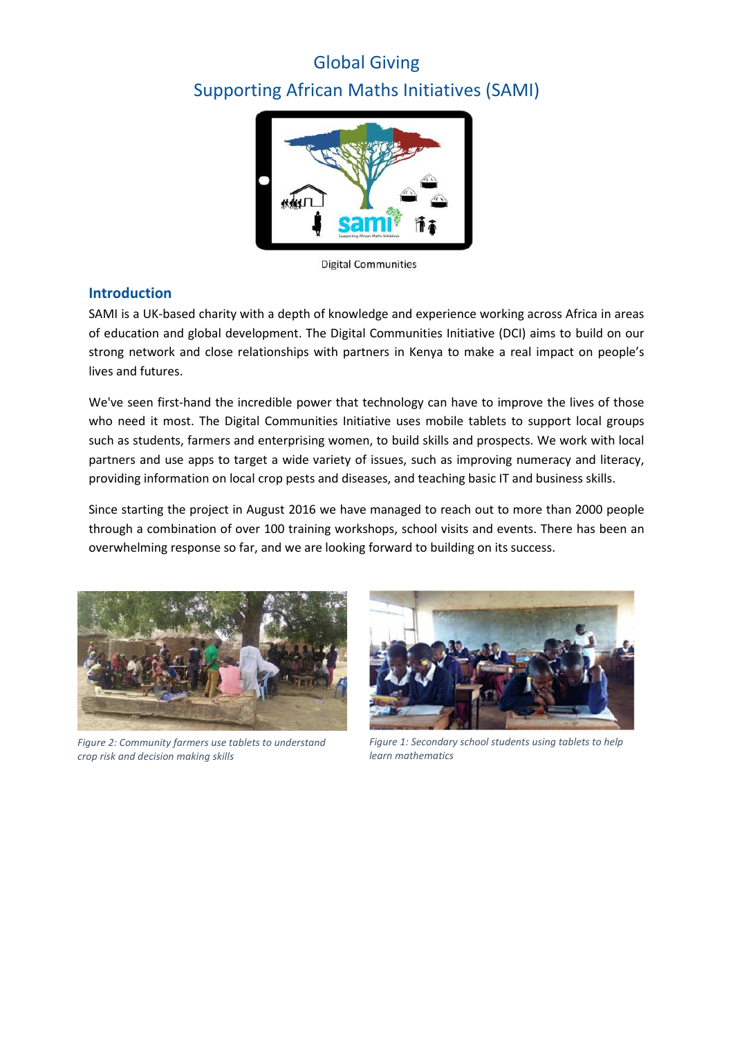# Global Giving

# Supporting African Maths Initiatives (SAMI)

Digital Communities

## Introduction

SAMI is a UK-based charity with a depth of knowledge and experience working across Africa in areas of education and global development. The Digital Communities Initiative (DCI) aims to build on our strong network and close relationships with partners in Kenya to make a real impact on people's lives and futures.

We've seen first-hand the incredible power that technology can have to improve the lives of those who need it most. The Digital Communities Initiative uses mobile tablets to support local groups such as students, farmers and enterprising women, to build skills and prospects. We work with local partners and use apps to target a wide variety of issues, such as improving numeracy and literacy, providing information on local crop pests and diseases, and teaching basic IT and business skills.

Since starting the project in August 2016 we have managed to reach out to more than 2000 people through a combination of over 100 training workshops, school visits and events. There has been an overwhelming response so far, and we are looking forward to building on its success.

*Figure 2: Community farmers use tablets to understand crop risk and decision making skills*

*Figure 1: Secondary school students using tablets to help learn mathematics*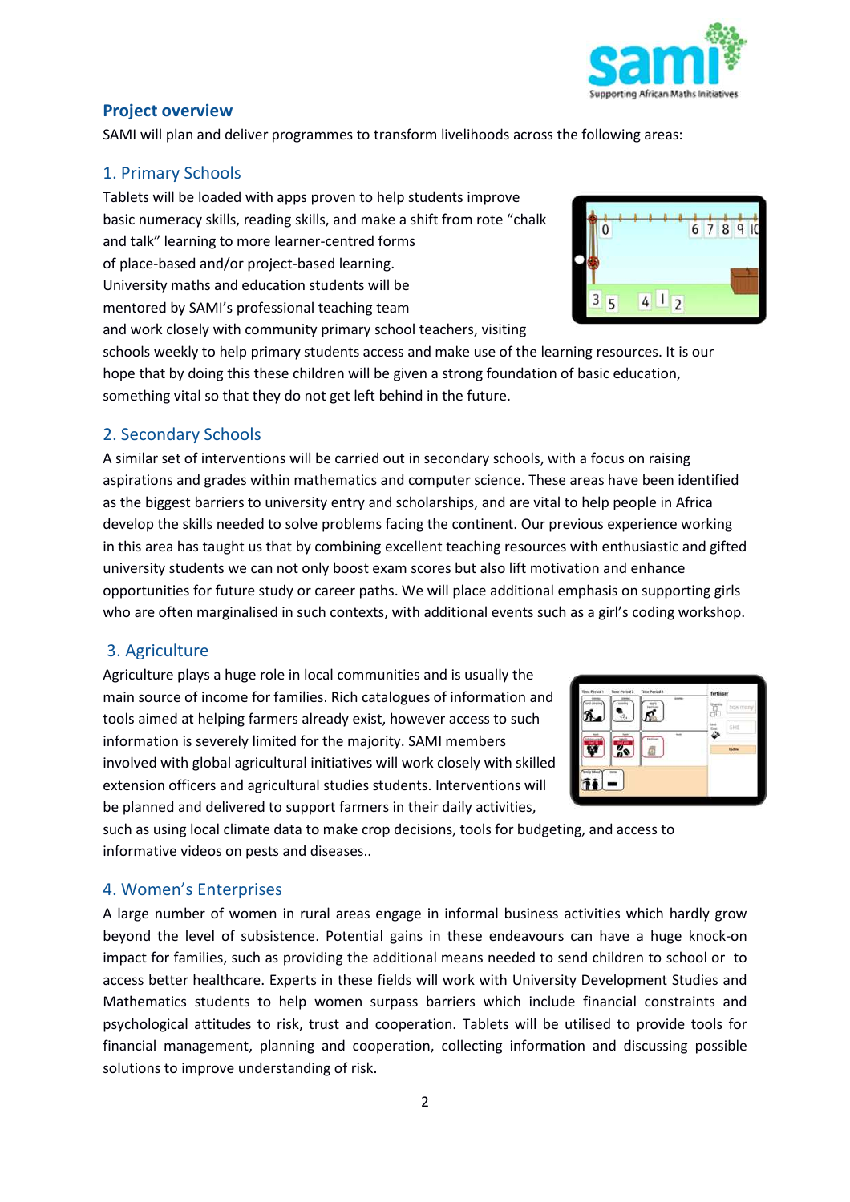## Project overview

SAMI will plan and deliver programmes to transform livelihoods across the following areas:

### 1. Primary Schools

Tablets will be loaded with apps proven to help students improve basic numeracy skills, reading skills, and make a shift from rote "chalk and talk" learning to more learner-centred forms of place-based and/or project-based learning. University maths and education students will be mentored by SAMI's professional teaching team and work closely with community primary school teachers, visiting schools weekly to help primary students access and make use of the learning resources. It is our hope that by doing this these children will be given a strong foundation of basic education, something vital so that they do not get left behind in the future.

### 2. Secondary Schools

A similar set of interventions will be carried out in secondary schools, with a focus on raising aspirations and grades within mathematics and computer science. These areas have been identified as the biggest barriers to university entry and scholarships, and are vital to help people in Africa develop the skills needed to solve problems facing the continent. Our previous experience working in this area has taught us that by combining excellent teaching resources with enthusiastic and gifted university students we can not only boost exam scores but also lift motivation and enhance opportunities for future study or career paths. We will place additional emphasis on supporting girls who are often marginalised in such contexts, with additional events such as a girl's coding workshop.

### 3. Agriculture

Agriculture plays a huge role in local communities and is usually the main source of income for families. Rich catalogues of information and tools aimed at helping farmers already exist, however access to such information is severely limited for the majority. SAMI members involved with global agricultural initiatives will work closely with skilled extension officers and agricultural studies students. Interventions will be planned and delivered to support farmers in their daily activities, such as using local climate data to make crop decisions, tools for budgeting, and access to informative videos on pests and diseases..

### 4. Women's Enterprises

A large number of women in rural areas engage in informal business activities which hardly grow beyond the level of subsistence. Potential gains in these endeavours can have a huge knock-on impact for families, such as providing the additional means needed to send children to school or to access better healthcare. Experts in these fields will work with University Development Studies and Mathematics students to help women surpass barriers which include financial constraints and psychological attitudes to risk, trust and cooperation. Tablets will be utilised to provide tools for financial management, planning and cooperation, collecting information and discussing possible solutions to improve understanding of risk.